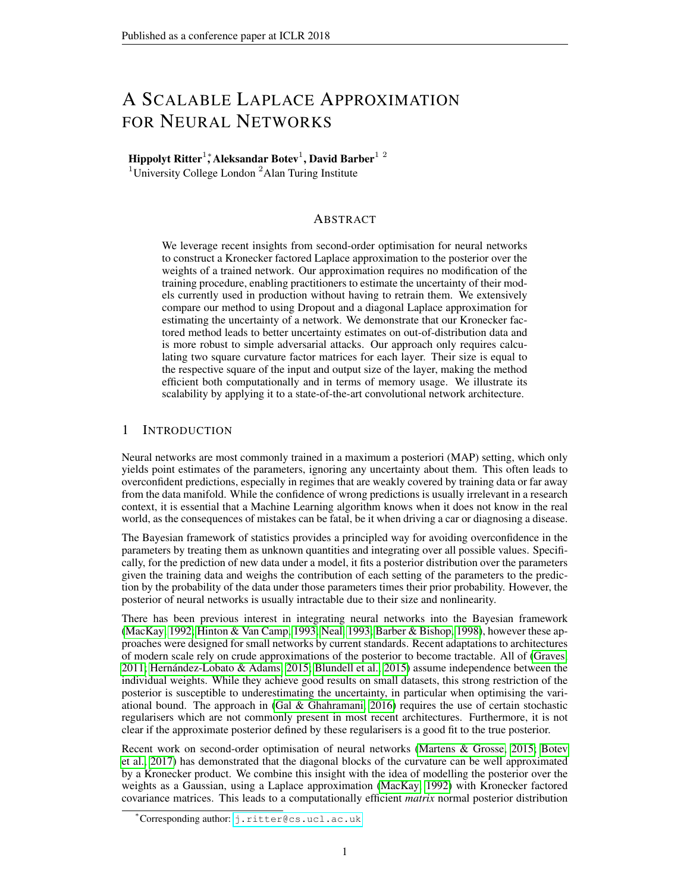# A Scalable Laplace Approximation for Neural Networks

**Hippolyt Ritter**[1,*], **Aleksandar Botev**[1], **David Barber**[1 2]

[1]University College London [2]Alan Turing Institute

## Abstract

We leverage recent insights from second-order optimisation for neural networks to construct a Kronecker factored Laplace approximation to the posterior over the weights of a trained network. Our approximation requires no modification of the training procedure, enabling practitioners to estimate the uncertainty of their models currently used in production without having to retrain them. We extensively compare our method to using Dropout and a diagonal Laplace approximation for estimating the uncertainty of a network. We demonstrate that our Kronecker factored method leads to better uncertainty estimates on out-of-distribution data and is more robust to simple adversarial attacks. Our approach only requires calculating two square curvature factor matrices for each layer. Their size is equal to the respective square of the input and output size of the layer, making the method efficient both computationally and in terms of memory usage. We illustrate its scalability by applying it to a state-of-the-art convolutional network architecture.

## 1 Introduction

Neural networks are most commonly trained in a maximum a posteriori (MAP) setting, which only yields point estimates of the parameters, ignoring any uncertainty about them. This often leads to overconfident predictions, especially in regimes that are weakly covered by training data or far away from the data manifold. While the confidence of wrong predictions is usually irrelevant in a research context, it is essential that a Machine Learning algorithm knows when it does not know in the real world, as the consequences of mistakes can be fatal, be it when driving a car or diagnosing a disease.

The Bayesian framework of statistics provides a principled way for avoiding overconfidence in the parameters by treating them as unknown quantities and integrating over all possible values. Specifically, for the prediction of new data under a model, it fits a posterior distribution over the parameters given the training data and weighs the contribution of each setting of the parameters to the prediction by the probability of the data under those parameters times their prior probability. However, the posterior of neural networks is usually intractable due to their size and nonlinearity.

There has been previous interest in integrating neural networks into the Bayesian framework (MacKay, 1992; Hinton & Van Camp, 1993; Neal, 1993; Barber & Bishop, 1998), however these approaches were designed for small networks by current standards. Recent adaptations to architectures of modern scale rely on crude approximations of the posterior to become tractable. All of (Graves, 2011; Hernández-Lobato & Adams, 2015; Blundell et al., 2015) assume independence between the individual weights. While they achieve good results on small datasets, this strong restriction of the posterior is susceptible to underestimating the uncertainty, in particular when optimising the variational bound. The approach in (Gal & Ghahramani, 2016) requires the use of certain stochastic regularisers which are not commonly present in most recent architectures. Furthermore, it is not clear if the approximate posterior defined by these regularisers is a good fit to the true posterior.

Recent work on second-order optimisation of neural networks (Martens & Grosse, 2015; Botev et al., 2017) has demonstrated that the diagonal blocks of the curvature can be well approximated by a Kronecker product. We combine this insight with the idea of modelling the posterior over the weights as a Gaussian, using a Laplace approximation (MacKay, 1992) with Kronecker factored covariance matrices. This leads to a computationally efficient *matrix* normal posterior distribution

[*]Corresponding author: j.ritter@cs.ucl.ac.uk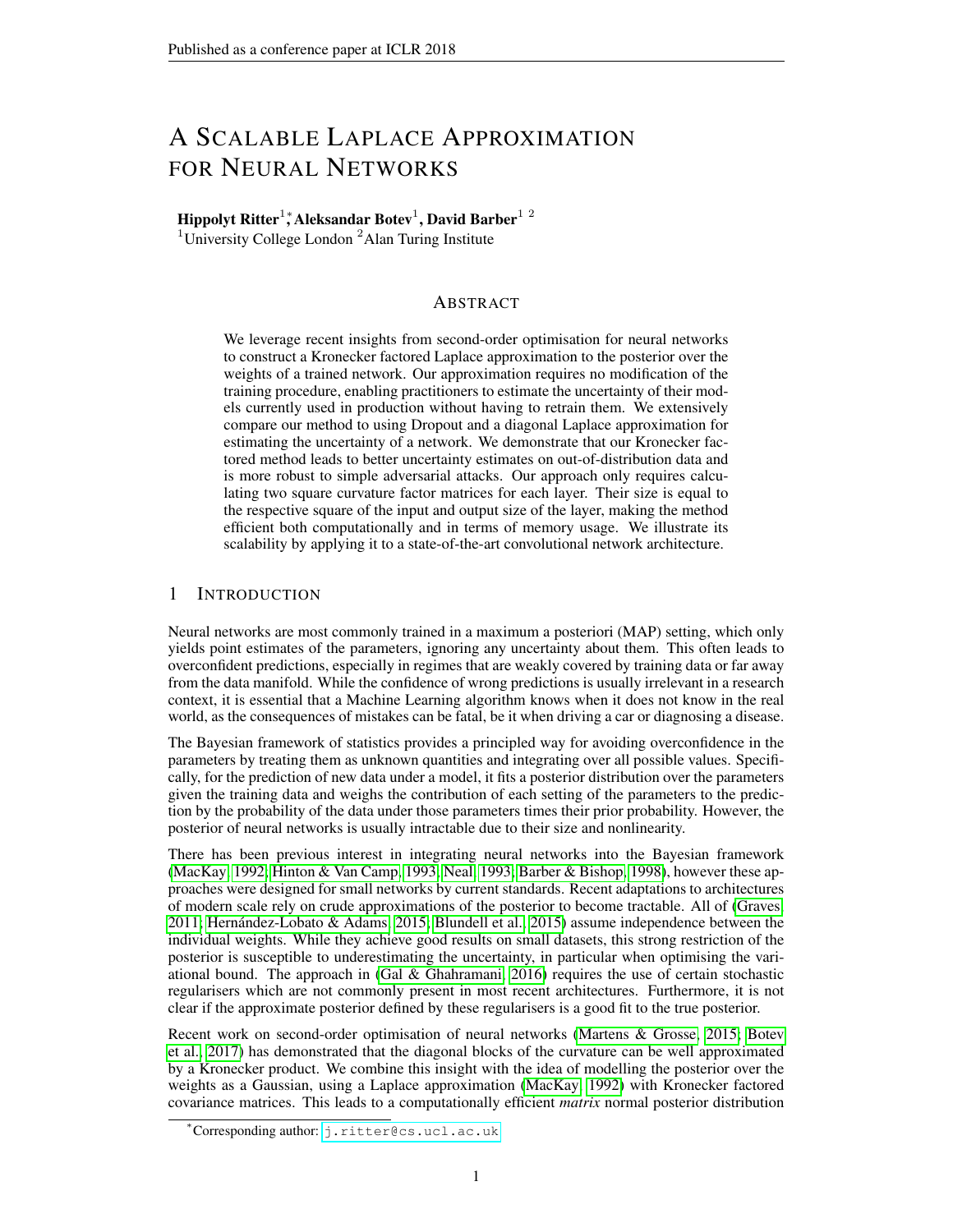# A Scalable Laplace Approximation for Neural Networks

**Hippolyt Ritter**[1,*], **Aleksandar Botev**[1], **David Barber**[1 2]

[1]University College London [2]Alan Turing Institute

## Abstract

We leverage recent insights from second-order optimisation for neural networks to construct a Kronecker factored Laplace approximation to the posterior over the weights of a trained network. Our approximation requires no modification of the training procedure, enabling practitioners to estimate the uncertainty of their models currently used in production without having to retrain them. We extensively compare our method to using Dropout and a diagonal Laplace approximation for estimating the uncertainty of a network. We demonstrate that our Kronecker factored method leads to better uncertainty estimates on out-of-distribution data and is more robust to simple adversarial attacks. Our approach only requires calculating two square curvature factor matrices for each layer. Their size is equal to the respective square of the input and output size of the layer, making the method efficient both computationally and in terms of memory usage. We illustrate its scalability by applying it to a state-of-the-art convolutional network architecture.

## 1 Introduction

Neural networks are most commonly trained in a maximum a posteriori (MAP) setting, which only yields point estimates of the parameters, ignoring any uncertainty about them. This often leads to overconfident predictions, especially in regimes that are weakly covered by training data or far away from the data manifold. While the confidence of wrong predictions is usually irrelevant in a research context, it is essential that a Machine Learning algorithm knows when it does not know in the real world, as the consequences of mistakes can be fatal, be it when driving a car or diagnosing a disease.

The Bayesian framework of statistics provides a principled way for avoiding overconfidence in the parameters by treating them as unknown quantities and integrating over all possible values. Specifically, for the prediction of new data under a model, it fits a posterior distribution over the parameters given the training data and weighs the contribution of each setting of the parameters to the prediction by the probability of the data under those parameters times their prior probability. However, the posterior of neural networks is usually intractable due to their size and nonlinearity.

There has been previous interest in integrating neural networks into the Bayesian framework (MacKay, 1992; Hinton & Van Camp, 1993; Neal, 1993; Barber & Bishop, 1998), however these approaches were designed for small networks by current standards. Recent adaptations to architectures of modern scale rely on crude approximations of the posterior to become tractable. All of (Graves, 2011; Hernández-Lobato & Adams, 2015; Blundell et al., 2015) assume independence between the individual weights. While they achieve good results on small datasets, this strong restriction of the posterior is susceptible to underestimating the uncertainty, in particular when optimising the variational bound. The approach in (Gal & Ghahramani, 2016) requires the use of certain stochastic regularisers which are not commonly present in most recent architectures. Furthermore, it is not clear if the approximate posterior defined by these regularisers is a good fit to the true posterior.

Recent work on second-order optimisation of neural networks (Martens & Grosse, 2015; Botev et al., 2017) has demonstrated that the diagonal blocks of the curvature can be well approximated by a Kronecker product. We combine this insight with the idea of modelling the posterior over the weights as a Gaussian, using a Laplace approximation (MacKay, 1992) with Kronecker factored covariance matrices. This leads to a computationally efficient *matrix* normal posterior distribution

[*]Corresponding author: j.ritter@cs.ucl.ac.uk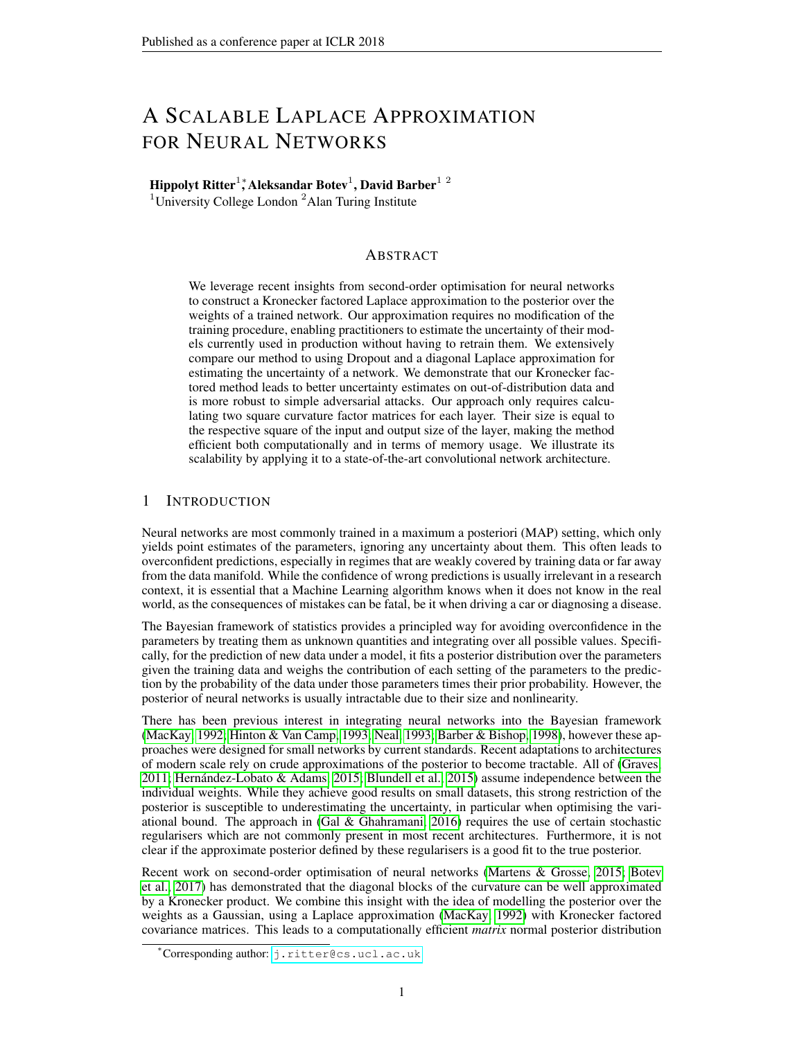# A Scalable Laplace Approximation for Neural Networks

**Hippolyt Ritter**[1,*], **Aleksandar Botev**[1], **David Barber**[1 2]

[1]University College London [2]Alan Turing Institute

## Abstract

We leverage recent insights from second-order optimisation for neural networks to construct a Kronecker factored Laplace approximation to the posterior over the weights of a trained network. Our approximation requires no modification of the training procedure, enabling practitioners to estimate the uncertainty of their models currently used in production without having to retrain them. We extensively compare our method to using Dropout and a diagonal Laplace approximation for estimating the uncertainty of a network. We demonstrate that our Kronecker factored method leads to better uncertainty estimates on out-of-distribution data and is more robust to simple adversarial attacks. Our approach only requires calculating two square curvature factor matrices for each layer. Their size is equal to the respective square of the input and output size of the layer, making the method efficient both computationally and in terms of memory usage. We illustrate its scalability by applying it to a state-of-the-art convolutional network architecture.

## 1 Introduction

Neural networks are most commonly trained in a maximum a posteriori (MAP) setting, which only yields point estimates of the parameters, ignoring any uncertainty about them. This often leads to overconfident predictions, especially in regimes that are weakly covered by training data or far away from the data manifold. While the confidence of wrong predictions is usually irrelevant in a research context, it is essential that a Machine Learning algorithm knows when it does not know in the real world, as the consequences of mistakes can be fatal, be it when driving a car or diagnosing a disease.

The Bayesian framework of statistics provides a principled way for avoiding overconfidence in the parameters by treating them as unknown quantities and integrating over all possible values. Specifically, for the prediction of new data under a model, it fits a posterior distribution over the parameters given the training data and weighs the contribution of each setting of the parameters to the prediction by the probability of the data under those parameters times their prior probability. However, the posterior of neural networks is usually intractable due to their size and nonlinearity.

There has been previous interest in integrating neural networks into the Bayesian framework (MacKay, 1992; Hinton & Van Camp, 1993; Neal, 1993; Barber & Bishop, 1998), however these approaches were designed for small networks by current standards. Recent adaptations to architectures of modern scale rely on crude approximations of the posterior to become tractable. All of (Graves, 2011; Hernández-Lobato & Adams, 2015; Blundell et al., 2015) assume independence between the individual weights. While they achieve good results on small datasets, this strong restriction of the posterior is susceptible to underestimating the uncertainty, in particular when optimising the variational bound. The approach in (Gal & Ghahramani, 2016) requires the use of certain stochastic regularisers which are not commonly present in most recent architectures. Furthermore, it is not clear if the approximate posterior defined by these regularisers is a good fit to the true posterior.

Recent work on second-order optimisation of neural networks (Martens & Grosse, 2015; Botev et al., 2017) has demonstrated that the diagonal blocks of the curvature can be well approximated by a Kronecker product. We combine this insight with the idea of modelling the posterior over the weights as a Gaussian, using a Laplace approximation (MacKay, 1992) with Kronecker factored covariance matrices. This leads to a computationally efficient *matrix* normal posterior distribution

[*]Corresponding author: j.ritter@cs.ucl.ac.uk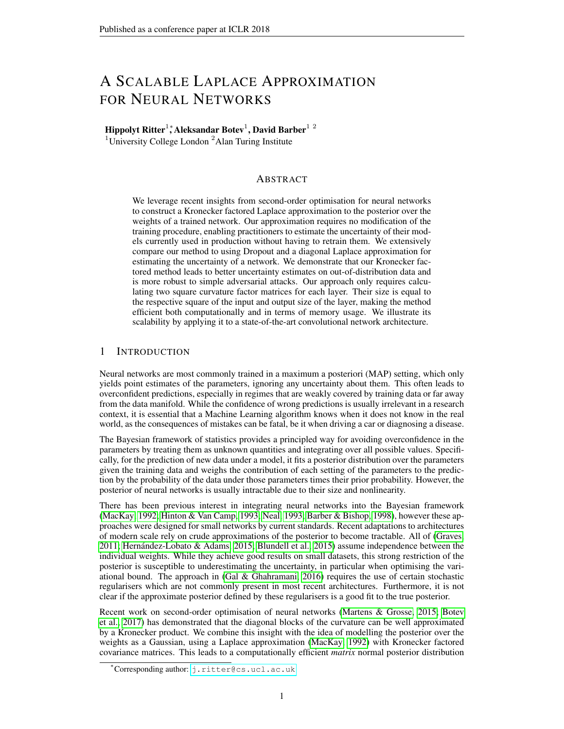# A Scalable Laplace Approximation for Neural Networks

**Hippolyt Ritter**[1]*, **Aleksandar Botev**[1], **David Barber**[1 2]
[1]University College London [2]Alan Turing Institute

## Abstract

We leverage recent insights from second-order optimisation for neural networks to construct a Kronecker factored Laplace approximation to the posterior over the weights of a trained network. Our approximation requires no modification of the training procedure, enabling practitioners to estimate the uncertainty of their models currently used in production without having to retrain them. We extensively compare our method to using Dropout and a diagonal Laplace approximation for estimating the uncertainty of a network. We demonstrate that our Kronecker factored method leads to better uncertainty estimates on out-of-distribution data and is more robust to simple adversarial attacks. Our approach only requires calculating two square curvature factor matrices for each layer. Their size is equal to the respective square of the input and output size of the layer, making the method efficient both computationally and in terms of memory usage. We illustrate its scalability by applying it to a state-of-the-art convolutional network architecture.

## 1 Introduction

Neural networks are most commonly trained in a maximum a posteriori (MAP) setting, which only yields point estimates of the parameters, ignoring any uncertainty about them. This often leads to overconfident predictions, especially in regimes that are weakly covered by training data or far away from the data manifold. While the confidence of wrong predictions is usually irrelevant in a research context, it is essential that a Machine Learning algorithm knows when it does not know in the real world, as the consequences of mistakes can be fatal, be it when driving a car or diagnosing a disease.

The Bayesian framework of statistics provides a principled way for avoiding overconfidence in the parameters by treating them as unknown quantities and integrating over all possible values. Specifically, for the prediction of new data under a model, it fits a posterior distribution over the parameters given the training data and weighs the contribution of each setting of the parameters to the prediction by the probability of the data under those parameters times their prior probability. However, the posterior of neural networks is usually intractable due to their size and nonlinearity.

There has been previous interest in integrating neural networks into the Bayesian framework (MacKay, 1992; Hinton & Van Camp, 1993; Neal, 1993; Barber & Bishop, 1998), however these approaches were designed for small networks by current standards. Recent adaptations to architectures of modern scale rely on crude approximations of the posterior to become tractable. All of (Graves, 2011; Hernández-Lobato & Adams, 2015; Blundell et al., 2015) assume independence between the individual weights. While they achieve good results on small datasets, this strong restriction of the posterior is susceptible to underestimating the uncertainty, in particular when optimising the variational bound. The approach in (Gal & Ghahramani, 2016) requires the use of certain stochastic regularisers which are not commonly present in most recent architectures. Furthermore, it is not clear if the approximate posterior defined by these regularisers is a good fit to the true posterior.

Recent work on second-order optimisation of neural networks (Martens & Grosse, 2015; Botev et al., 2017) has demonstrated that the diagonal blocks of the curvature can be well approximated by a Kronecker product. We combine this insight with the idea of modelling the posterior over the weights as a Gaussian, using a Laplace approximation (MacKay, 1992) with Kronecker factored covariance matrices. This leads to a computationally efficient *matrix* normal posterior distribution

*Corresponding author: j.ritter@cs.ucl.ac.uk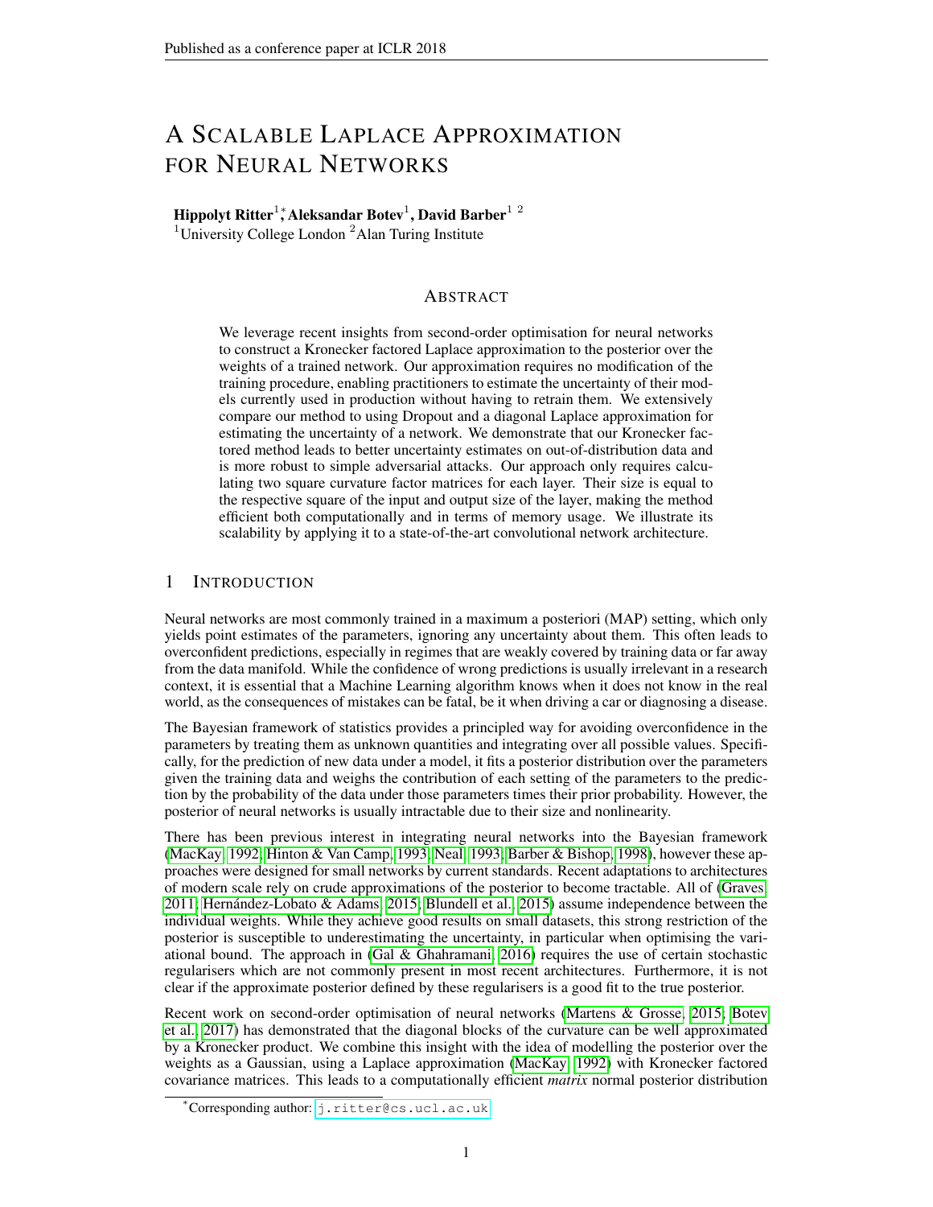# A Scalable Laplace Approximation for Neural Networks

**Hippolyt Ritter**[1]*, **Aleksandar Botev**[1], **David Barber**[1 2]

[1]University College London [2]Alan Turing Institute

## Abstract

We leverage recent insights from second-order optimisation for neural networks to construct a Kronecker factored Laplace approximation to the posterior over the weights of a trained network. Our approximation requires no modification of the training procedure, enabling practitioners to estimate the uncertainty of their models currently used in production without having to retrain them. We extensively compare our method to using Dropout and a diagonal Laplace approximation for estimating the uncertainty of a network. We demonstrate that our Kronecker factored method leads to better uncertainty estimates on out-of-distribution data and is more robust to simple adversarial attacks. Our approach only requires calculating two square curvature factor matrices for each layer. Their size is equal to the respective square of the input and output size of the layer, making the method efficient both computationally and in terms of memory usage. We illustrate its scalability by applying it to a state-of-the-art convolutional network architecture.

## 1 Introduction

Neural networks are most commonly trained in a maximum a posteriori (MAP) setting, which only yields point estimates of the parameters, ignoring any uncertainty about them. This often leads to overconfident predictions, especially in regimes that are weakly covered by training data or far away from the data manifold. While the confidence of wrong predictions is usually irrelevant in a research context, it is essential that a Machine Learning algorithm knows when it does not know in the real world, as the consequences of mistakes can be fatal, be it when driving a car or diagnosing a disease.

The Bayesian framework of statistics provides a principled way for avoiding overconfidence in the parameters by treating them as unknown quantities and integrating over all possible values. Specifically, for the prediction of new data under a model, it fits a posterior distribution over the parameters given the training data and weighs the contribution of each setting of the parameters to the prediction by the probability of the data under those parameters times their prior probability. However, the posterior of neural networks is usually intractable due to their size and nonlinearity.

There has been previous interest in integrating neural networks into the Bayesian framework (MacKay, 1992; Hinton & Van Camp, 1993; Neal, 1993; Barber & Bishop, 1998), however these approaches were designed for small networks by current standards. Recent adaptations to architectures of modern scale rely on crude approximations of the posterior to become tractable. All of (Graves, 2011; Hernández-Lobato & Adams, 2015; Blundell et al., 2015) assume independence between the individual weights. While they achieve good results on small datasets, this strong restriction of the posterior is susceptible to underestimating the uncertainty, in particular when optimising the variational bound. The approach in (Gal & Ghahramani, 2016) requires the use of certain stochastic regularisers which are not commonly present in most recent architectures. Furthermore, it is not clear if the approximate posterior defined by these regularisers is a good fit to the true posterior.

Recent work on second-order optimisation of neural networks (Martens & Grosse, 2015; Botev et al., 2017) has demonstrated that the diagonal blocks of the curvature can be well approximated by a Kronecker product. We combine this insight with the idea of modelling the posterior over the weights as a Gaussian, using a Laplace approximation (MacKay, 1992) with Kronecker factored covariance matrices. This leads to a computationally efficient *matrix* normal posterior distribution

*Corresponding author: j.ritter@cs.ucl.ac.uk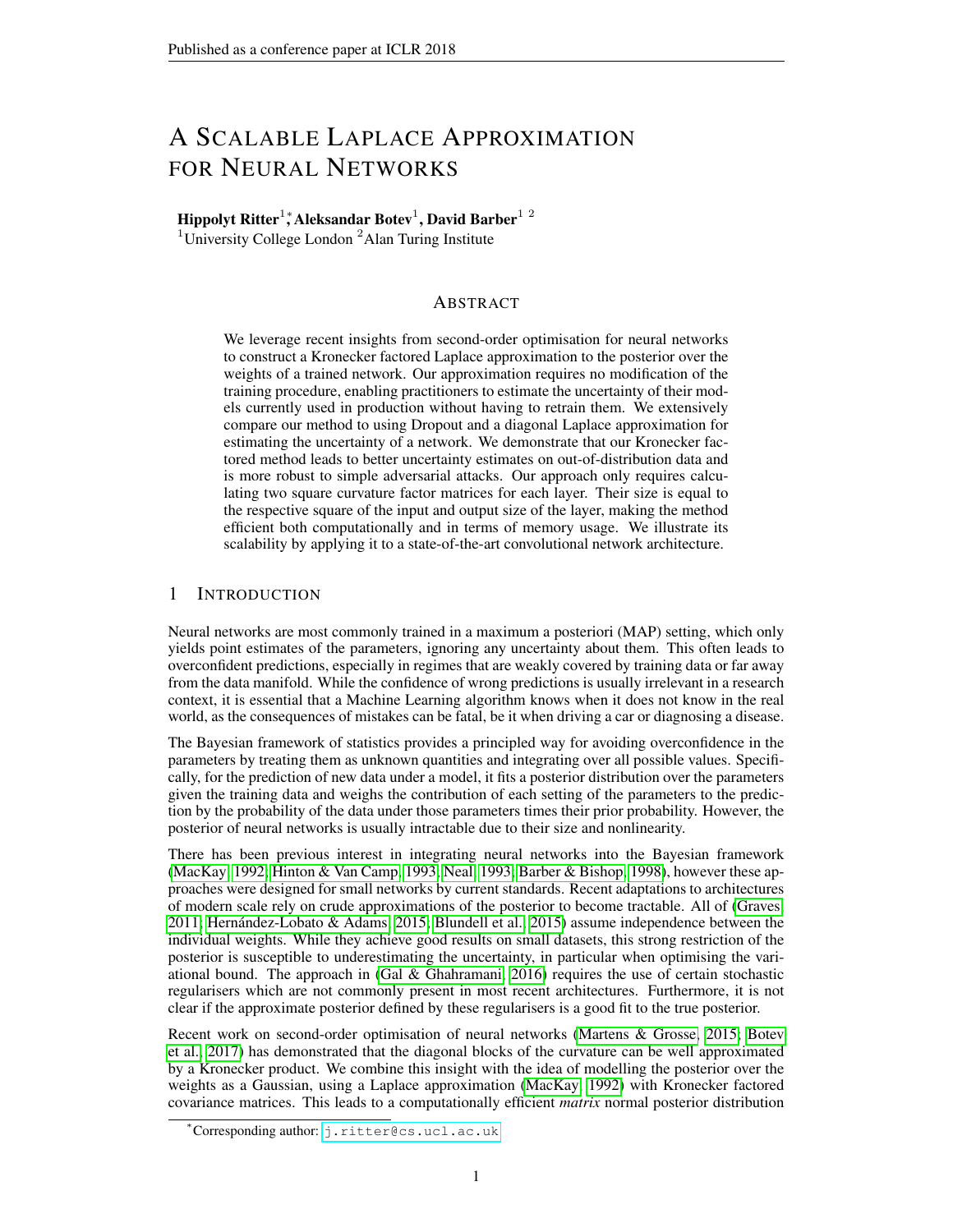# A Scalable Laplace Approximation for Neural Networks

**Hippolyt Ritter**[1,*], **Aleksandar Botev**[1], **David Barber**[1 2]

[1]University College London [2]Alan Turing Institute

## Abstract

We leverage recent insights from second-order optimisation for neural networks to construct a Kronecker factored Laplace approximation to the posterior over the weights of a trained network. Our approximation requires no modification of the training procedure, enabling practitioners to estimate the uncertainty of their models currently used in production without having to retrain them. We extensively compare our method to using Dropout and a diagonal Laplace approximation for estimating the uncertainty of a network. We demonstrate that our Kronecker factored method leads to better uncertainty estimates on out-of-distribution data and is more robust to simple adversarial attacks. Our approach only requires calculating two square curvature factor matrices for each layer. Their size is equal to the respective square of the input and output size of the layer, making the method efficient both computationally and in terms of memory usage. We illustrate its scalability by applying it to a state-of-the-art convolutional network architecture.

## 1 Introduction

Neural networks are most commonly trained in a maximum a posteriori (MAP) setting, which only yields point estimates of the parameters, ignoring any uncertainty about them. This often leads to overconfident predictions, especially in regimes that are weakly covered by training data or far away from the data manifold. While the confidence of wrong predictions is usually irrelevant in a research context, it is essential that a Machine Learning algorithm knows when it does not know in the real world, as the consequences of mistakes can be fatal, be it when driving a car or diagnosing a disease.

The Bayesian framework of statistics provides a principled way for avoiding overconfidence in the parameters by treating them as unknown quantities and integrating over all possible values. Specifically, for the prediction of new data under a model, it fits a posterior distribution over the parameters given the training data and weighs the contribution of each setting of the parameters to the prediction by the probability of the data under those parameters times their prior probability. However, the posterior of neural networks is usually intractable due to their size and nonlinearity.

There has been previous interest in integrating neural networks into the Bayesian framework (MacKay, 1992; Hinton & Van Camp, 1993; Neal, 1993; Barber & Bishop, 1998), however these approaches were designed for small networks by current standards. Recent adaptations to architectures of modern scale rely on crude approximations of the posterior to become tractable. All of (Graves, 2011; Hernández-Lobato & Adams, 2015; Blundell et al., 2015) assume independence between the individual weights. While they achieve good results on small datasets, this strong restriction of the posterior is susceptible to underestimating the uncertainty, in particular when optimising the variational bound. The approach in (Gal & Ghahramani, 2016) requires the use of certain stochastic regularisers which are not commonly present in most recent architectures. Furthermore, it is not clear if the approximate posterior defined by these regularisers is a good fit to the true posterior.

Recent work on second-order optimisation of neural networks (Martens & Grosse, 2015; Botev et al., 2017) has demonstrated that the diagonal blocks of the curvature can be well approximated by a Kronecker product. We combine this insight with the idea of modelling the posterior over the weights as a Gaussian, using a Laplace approximation (MacKay, 1992) with Kronecker factored covariance matrices. This leads to a computationally efficient *matrix* normal posterior distribution

[*]Corresponding author: j.ritter@cs.ucl.ac.uk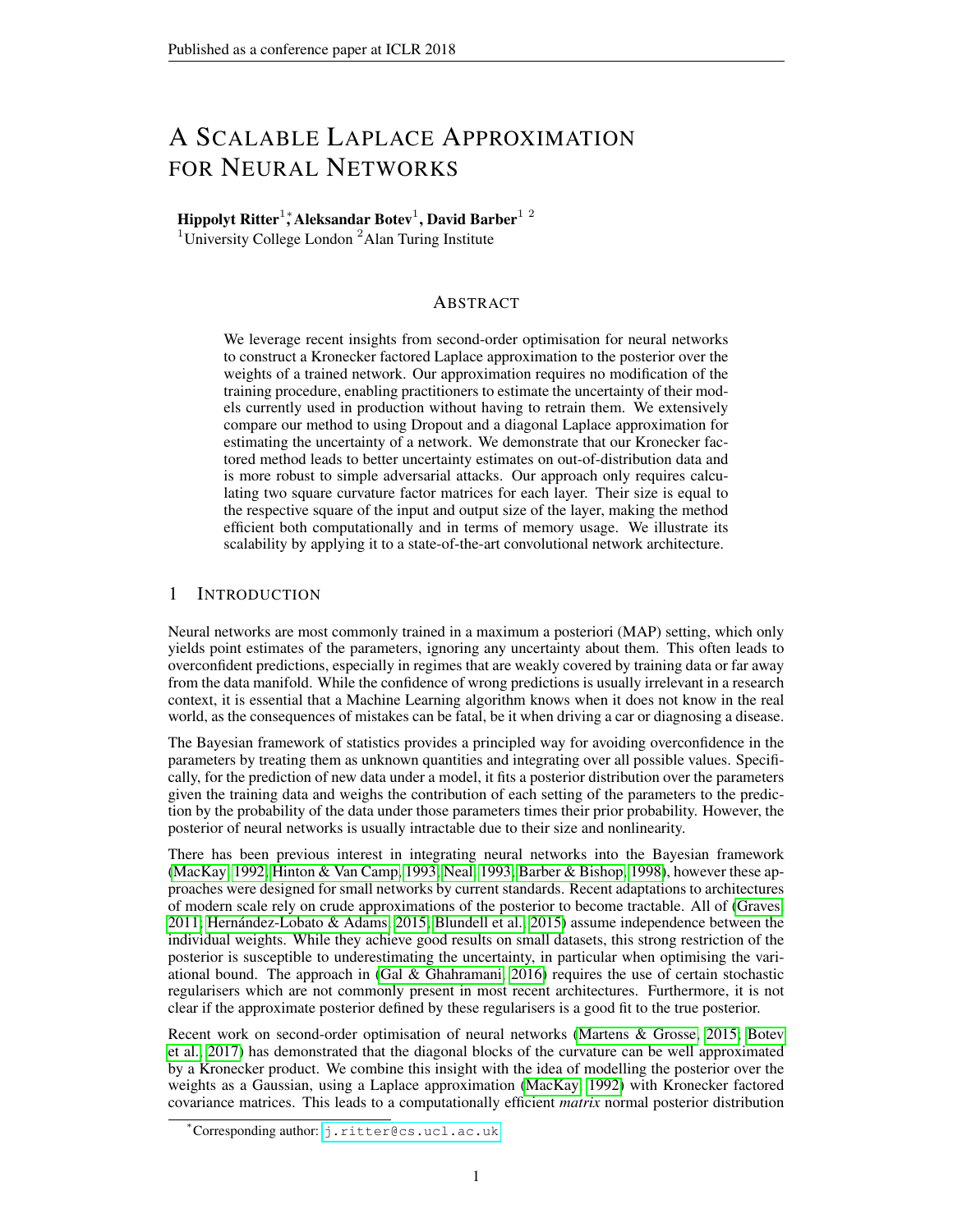# A Scalable Laplace Approximation for Neural Networks

**Hippolyt Ritter**[1]*, **Aleksandar Botev**[1], **David Barber**[1 2]

[1]University College London [2]Alan Turing Institute

## Abstract

We leverage recent insights from second-order optimisation for neural networks to construct a Kronecker factored Laplace approximation to the posterior over the weights of a trained network. Our approximation requires no modification of the training procedure, enabling practitioners to estimate the uncertainty of their models currently used in production without having to retrain them. We extensively compare our method to using Dropout and a diagonal Laplace approximation for estimating the uncertainty of a network. We demonstrate that our Kronecker factored method leads to better uncertainty estimates on out-of-distribution data and is more robust to simple adversarial attacks. Our approach only requires calculating two square curvature factor matrices for each layer. Their size is equal to the respective square of the input and output size of the layer, making the method efficient both computationally and in terms of memory usage. We illustrate its scalability by applying it to a state-of-the-art convolutional network architecture.

## 1 Introduction

Neural networks are most commonly trained in a maximum a posteriori (MAP) setting, which only yields point estimates of the parameters, ignoring any uncertainty about them. This often leads to overconfident predictions, especially in regimes that are weakly covered by training data or far away from the data manifold. While the confidence of wrong predictions is usually irrelevant in a research context, it is essential that a Machine Learning algorithm knows when it does not know in the real world, as the consequences of mistakes can be fatal, be it when driving a car or diagnosing a disease.

The Bayesian framework of statistics provides a principled way for avoiding overconfidence in the parameters by treating them as unknown quantities and integrating over all possible values. Specifically, for the prediction of new data under a model, it fits a posterior distribution over the parameters given the training data and weighs the contribution of each setting of the parameters to the prediction by the probability of the data under those parameters times their prior probability. However, the posterior of neural networks is usually intractable due to their size and nonlinearity.

There has been previous interest in integrating neural networks into the Bayesian framework (MacKay, 1992; Hinton & Van Camp, 1993; Neal, 1993; Barber & Bishop, 1998), however these approaches were designed for small networks by current standards. Recent adaptations to architectures of modern scale rely on crude approximations of the posterior to become tractable. All of (Graves, 2011; Hernández-Lobato & Adams, 2015; Blundell et al., 2015) assume independence between the individual weights. While they achieve good results on small datasets, this strong restriction of the posterior is susceptible to underestimating the uncertainty, in particular when optimising the variational bound. The approach in (Gal & Ghahramani, 2016) requires the use of certain stochastic regularisers which are not commonly present in most recent architectures. Furthermore, it is not clear if the approximate posterior defined by these regularisers is a good fit to the true posterior.

Recent work on second-order optimisation of neural networks (Martens & Grosse, 2015; Botev et al., 2017) has demonstrated that the diagonal blocks of the curvature can be well approximated by a Kronecker product. We combine this insight with the idea of modelling the posterior over the weights as a Gaussian, using a Laplace approximation (MacKay, 1992) with Kronecker factored covariance matrices. This leads to a computationally efficient *matrix* normal posterior distribution

*Corresponding author: j.ritter@cs.ucl.ac.uk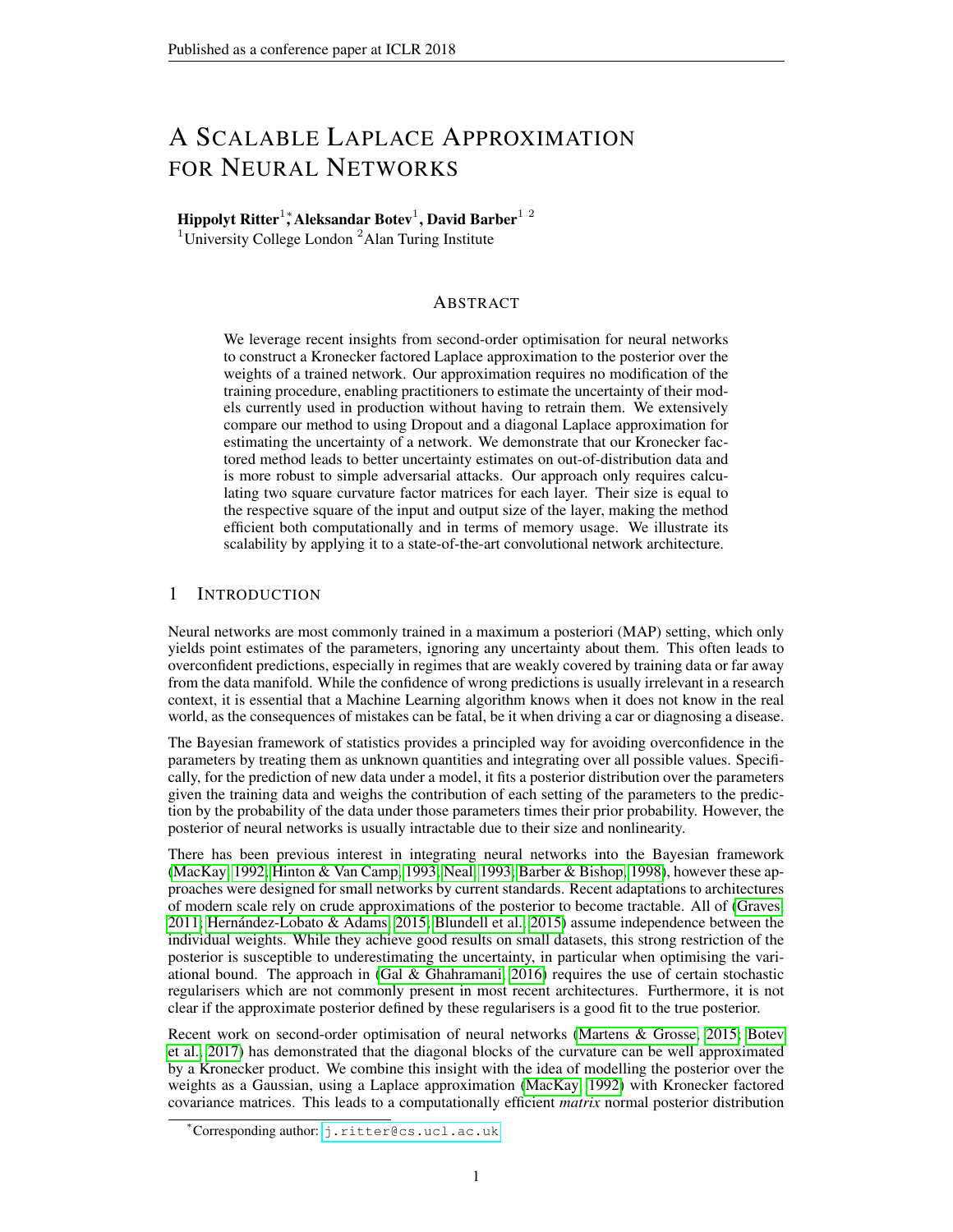# A Scalable Laplace Approximation for Neural Networks

**Hippolyt Ritter**[1,*], **Aleksandar Botev**[1], **David Barber**[1 2]

[1]University College London [2]Alan Turing Institute

## Abstract

We leverage recent insights from second-order optimisation for neural networks to construct a Kronecker factored Laplace approximation to the posterior over the weights of a trained network. Our approximation requires no modification of the training procedure, enabling practitioners to estimate the uncertainty of their models currently used in production without having to retrain them. We extensively compare our method to using Dropout and a diagonal Laplace approximation for estimating the uncertainty of a network. We demonstrate that our Kronecker factored method leads to better uncertainty estimates on out-of-distribution data and is more robust to simple adversarial attacks. Our approach only requires calculating two square curvature factor matrices for each layer. Their size is equal to the respective square of the input and output size of the layer, making the method efficient both computationally and in terms of memory usage. We illustrate its scalability by applying it to a state-of-the-art convolutional network architecture.

## 1 Introduction

Neural networks are most commonly trained in a maximum a posteriori (MAP) setting, which only yields point estimates of the parameters, ignoring any uncertainty about them. This often leads to overconfident predictions, especially in regimes that are weakly covered by training data or far away from the data manifold. While the confidence of wrong predictions is usually irrelevant in a research context, it is essential that a Machine Learning algorithm knows when it does not know in the real world, as the consequences of mistakes can be fatal, be it when driving a car or diagnosing a disease.

The Bayesian framework of statistics provides a principled way for avoiding overconfidence in the parameters by treating them as unknown quantities and integrating over all possible values. Specifically, for the prediction of new data under a model, it fits a posterior distribution over the parameters given the training data and weighs the contribution of each setting of the parameters to the prediction by the probability of the data under those parameters times their prior probability. However, the posterior of neural networks is usually intractable due to their size and nonlinearity.

There has been previous interest in integrating neural networks into the Bayesian framework (MacKay, 1992; Hinton & Van Camp, 1993; Neal, 1993; Barber & Bishop, 1998), however these approaches were designed for small networks by current standards. Recent adaptations to architectures of modern scale rely on crude approximations of the posterior to become tractable. All of (Graves, 2011; Hernández-Lobato & Adams, 2015; Blundell et al., 2015) assume independence between the individual weights. While they achieve good results on small datasets, this strong restriction of the posterior is susceptible to underestimating the uncertainty, in particular when optimising the variational bound. The approach in (Gal & Ghahramani, 2016) requires the use of certain stochastic regularisers which are not commonly present in most recent architectures. Furthermore, it is not clear if the approximate posterior defined by these regularisers is a good fit to the true posterior.

Recent work on second-order optimisation of neural networks (Martens & Grosse, 2015; Botev et al., 2017) has demonstrated that the diagonal blocks of the curvature can be well approximated by a Kronecker product. We combine this insight with the idea of modelling the posterior over the weights as a Gaussian, using a Laplace approximation (MacKay, 1992) with Kronecker factored covariance matrices. This leads to a computationally efficient *matrix* normal posterior distribution

[*]Corresponding author: j.ritter@cs.ucl.ac.uk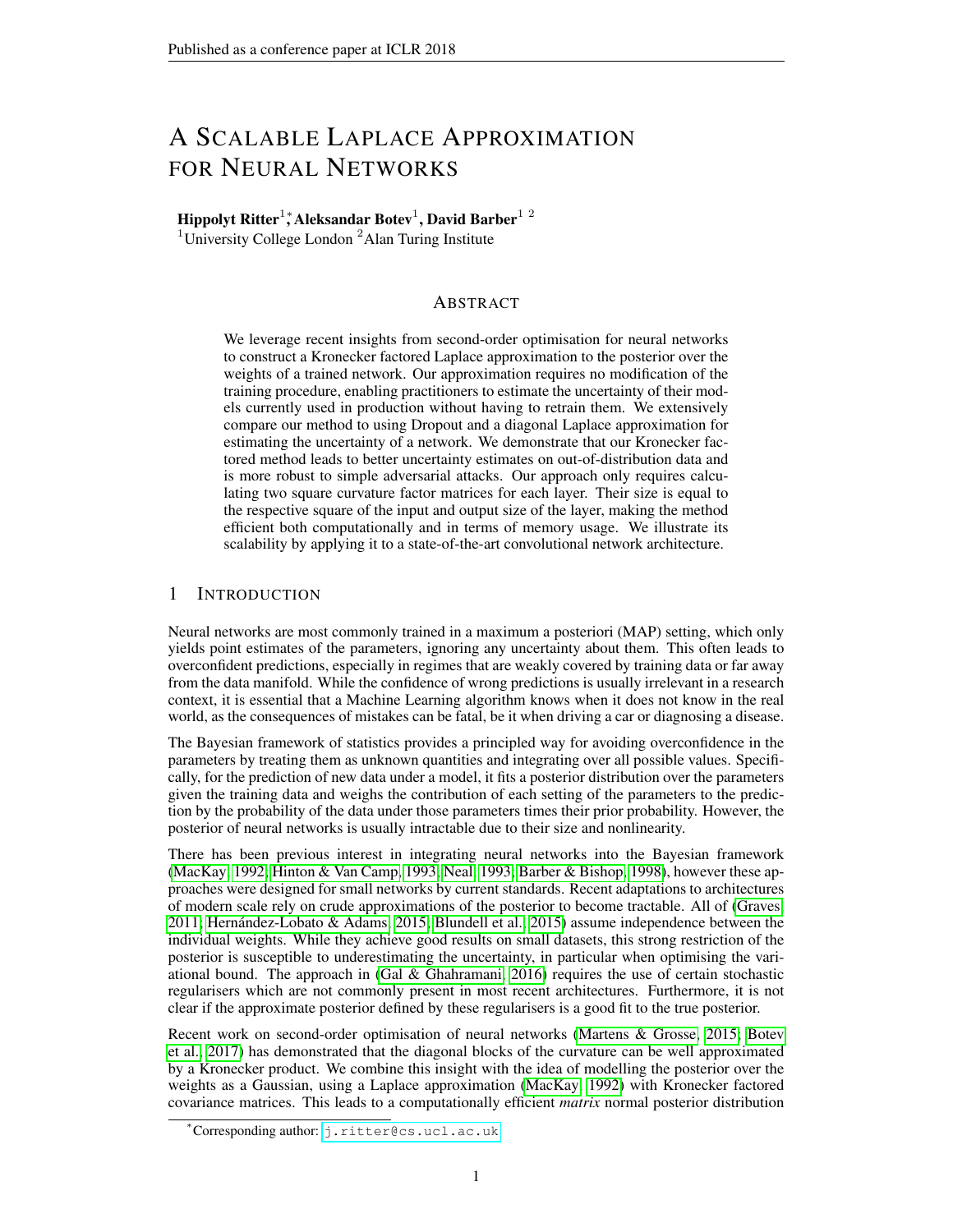# A Scalable Laplace Approximation for Neural Networks

**Hippolyt Ritter**[1,*], **Aleksandar Botev**[1], **David Barber**[1 2]

[1]University College London [2]Alan Turing Institute

## Abstract

We leverage recent insights from second-order optimisation for neural networks to construct a Kronecker factored Laplace approximation to the posterior over the weights of a trained network. Our approximation requires no modification of the training procedure, enabling practitioners to estimate the uncertainty of their models currently used in production without having to retrain them. We extensively compare our method to using Dropout and a diagonal Laplace approximation for estimating the uncertainty of a network. We demonstrate that our Kronecker factored method leads to better uncertainty estimates on out-of-distribution data and is more robust to simple adversarial attacks. Our approach only requires calculating two square curvature factor matrices for each layer. Their size is equal to the respective square of the input and output size of the layer, making the method efficient both computationally and in terms of memory usage. We illustrate its scalability by applying it to a state-of-the-art convolutional network architecture.

## 1 Introduction

Neural networks are most commonly trained in a maximum a posteriori (MAP) setting, which only yields point estimates of the parameters, ignoring any uncertainty about them. This often leads to overconfident predictions, especially in regimes that are weakly covered by training data or far away from the data manifold. While the confidence of wrong predictions is usually irrelevant in a research context, it is essential that a Machine Learning algorithm knows when it does not know in the real world, as the consequences of mistakes can be fatal, be it when driving a car or diagnosing a disease.

The Bayesian framework of statistics provides a principled way for avoiding overconfidence in the parameters by treating them as unknown quantities and integrating over all possible values. Specifically, for the prediction of new data under a model, it fits a posterior distribution over the parameters given the training data and weighs the contribution of each setting of the parameters to the prediction by the probability of the data under those parameters times their prior probability. However, the posterior of neural networks is usually intractable due to their size and nonlinearity.

There has been previous interest in integrating neural networks into the Bayesian framework (MacKay, 1992; Hinton & Van Camp, 1993; Neal, 1993; Barber & Bishop, 1998), however these approaches were designed for small networks by current standards. Recent adaptations to architectures of modern scale rely on crude approximations of the posterior to become tractable. All of (Graves, 2011; Hernández-Lobato & Adams, 2015; Blundell et al., 2015) assume independence between the individual weights. While they achieve good results on small datasets, this strong restriction of the posterior is susceptible to underestimating the uncertainty, in particular when optimising the variational bound. The approach in (Gal & Ghahramani, 2016) requires the use of certain stochastic regularisers which are not commonly present in most recent architectures. Furthermore, it is not clear if the approximate posterior defined by these regularisers is a good fit to the true posterior.

Recent work on second-order optimisation of neural networks (Martens & Grosse, 2015; Botev et al., 2017) has demonstrated that the diagonal blocks of the curvature can be well approximated by a Kronecker product. We combine this insight with the idea of modelling the posterior over the weights as a Gaussian, using a Laplace approximation (MacKay, 1992) with Kronecker factored covariance matrices. This leads to a computationally efficient *matrix* normal posterior distribution

[*]Corresponding author: j.ritter@cs.ucl.ac.uk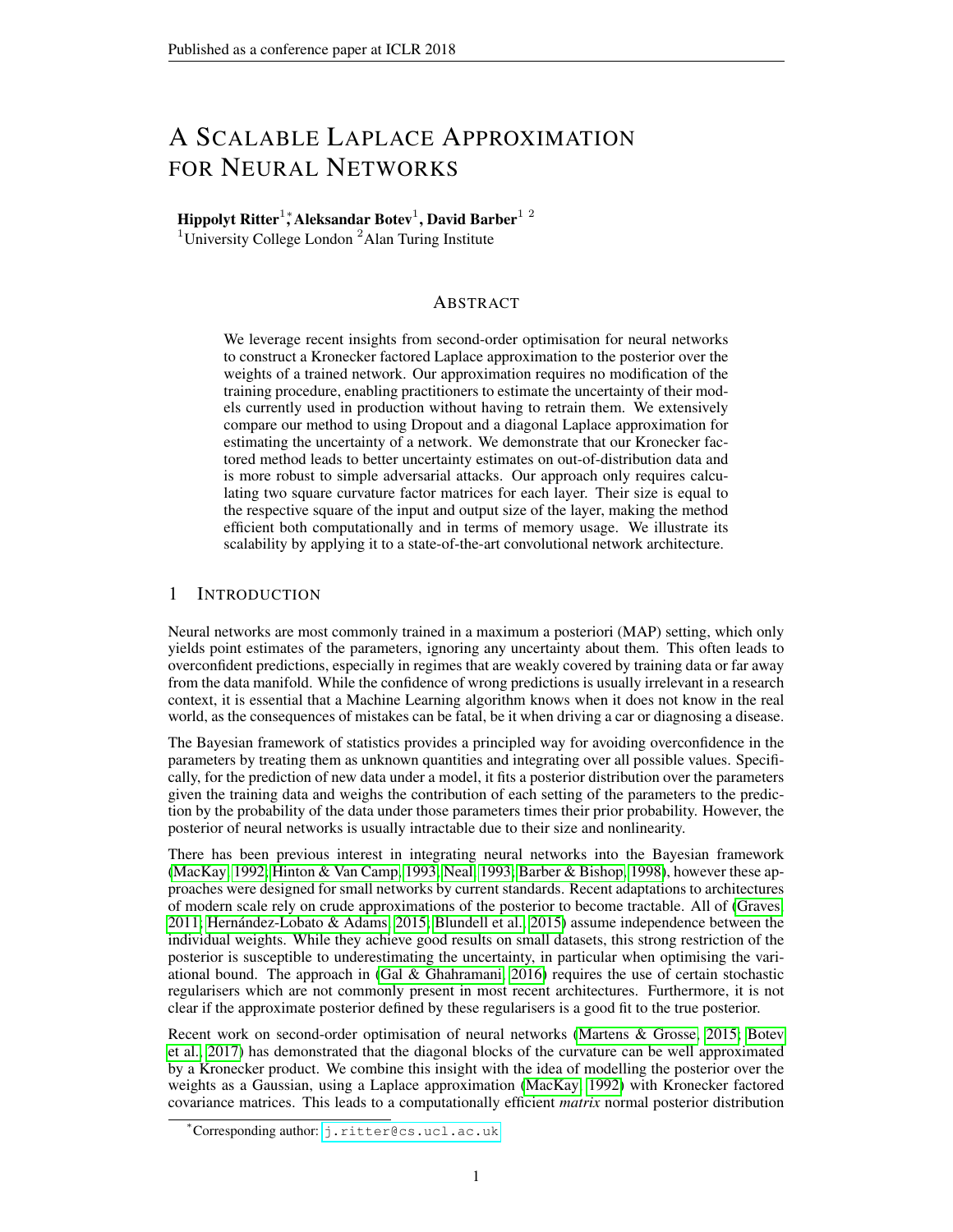# A Scalable Laplace Approximation for Neural Networks

**Hippolyt Ritter**[1,*], **Aleksandar Botev**[1], **David Barber**[1 2]

[1]University College London [2]Alan Turing Institute

## Abstract

We leverage recent insights from second-order optimisation for neural networks to construct a Kronecker factored Laplace approximation to the posterior over the weights of a trained network. Our approximation requires no modification of the training procedure, enabling practitioners to estimate the uncertainty of their models currently used in production without having to retrain them. We extensively compare our method to using Dropout and a diagonal Laplace approximation for estimating the uncertainty of a network. We demonstrate that our Kronecker factored method leads to better uncertainty estimates on out-of-distribution data and is more robust to simple adversarial attacks. Our approach only requires calculating two square curvature factor matrices for each layer. Their size is equal to the respective square of the input and output size of the layer, making the method efficient both computationally and in terms of memory usage. We illustrate its scalability by applying it to a state-of-the-art convolutional network architecture.

## 1 Introduction

Neural networks are most commonly trained in a maximum a posteriori (MAP) setting, which only yields point estimates of the parameters, ignoring any uncertainty about them. This often leads to overconfident predictions, especially in regimes that are weakly covered by training data or far away from the data manifold. While the confidence of wrong predictions is usually irrelevant in a research context, it is essential that a Machine Learning algorithm knows when it does not know in the real world, as the consequences of mistakes can be fatal, be it when driving a car or diagnosing a disease.

The Bayesian framework of statistics provides a principled way for avoiding overconfidence in the parameters by treating them as unknown quantities and integrating over all possible values. Specifically, for the prediction of new data under a model, it fits a posterior distribution over the parameters given the training data and weighs the contribution of each setting of the parameters to the prediction by the probability of the data under those parameters times their prior probability. However, the posterior of neural networks is usually intractable due to their size and nonlinearity.

There has been previous interest in integrating neural networks into the Bayesian framework (MacKay, 1992; Hinton & Van Camp, 1993; Neal, 1993; Barber & Bishop, 1998), however these approaches were designed for small networks by current standards. Recent adaptations to architectures of modern scale rely on crude approximations of the posterior to become tractable. All of (Graves, 2011; Hernández-Lobato & Adams, 2015; Blundell et al., 2015) assume independence between the individual weights. While they achieve good results on small datasets, this strong restriction of the posterior is susceptible to underestimating the uncertainty, in particular when optimising the variational bound. The approach in (Gal & Ghahramani, 2016) requires the use of certain stochastic regularisers which are not commonly present in most recent architectures. Furthermore, it is not clear if the approximate posterior defined by these regularisers is a good fit to the true posterior.

Recent work on second-order optimisation of neural networks (Martens & Grosse, 2015; Botev et al., 2017) has demonstrated that the diagonal blocks of the curvature can be well approximated by a Kronecker product. We combine this insight with the idea of modelling the posterior over the weights as a Gaussian, using a Laplace approximation (MacKay, 1992) with Kronecker factored covariance matrices. This leads to a computationally efficient *matrix* normal posterior distribution

[*]Corresponding author: j.ritter@cs.ucl.ac.uk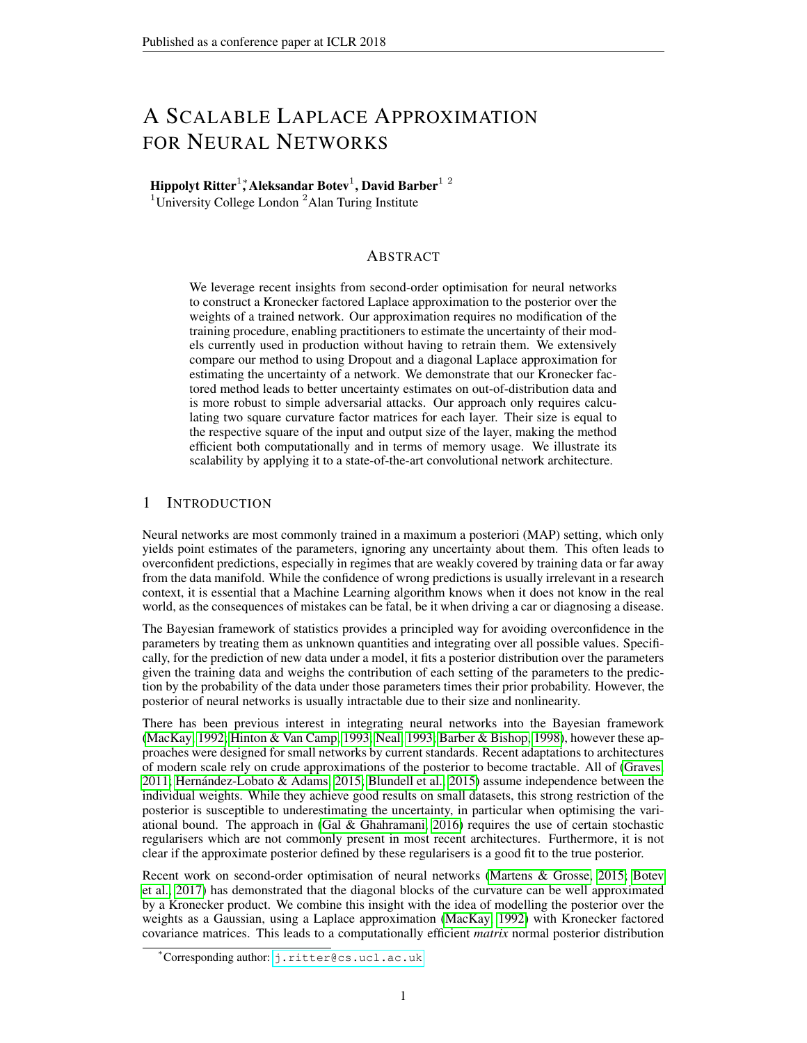# A Scalable Laplace Approximation for Neural Networks

**Hippolyt Ritter**[1,*], **Aleksandar Botev**[1], **David Barber**[1 2]
[1]University College London [2]Alan Turing Institute

## Abstract

We leverage recent insights from second-order optimisation for neural networks to construct a Kronecker factored Laplace approximation to the posterior over the weights of a trained network. Our approximation requires no modification of the training procedure, enabling practitioners to estimate the uncertainty of their models currently used in production without having to retrain them. We extensively compare our method to using Dropout and a diagonal Laplace approximation for estimating the uncertainty of a network. We demonstrate that our Kronecker factored method leads to better uncertainty estimates on out-of-distribution data and is more robust to simple adversarial attacks. Our approach only requires calculating two square curvature factor matrices for each layer. Their size is equal to the respective square of the input and output size of the layer, making the method efficient both computationally and in terms of memory usage. We illustrate its scalability by applying it to a state-of-the-art convolutional network architecture.

## 1 Introduction

Neural networks are most commonly trained in a maximum a posteriori (MAP) setting, which only yields point estimates of the parameters, ignoring any uncertainty about them. This often leads to overconfident predictions, especially in regimes that are weakly covered by training data or far away from the data manifold. While the confidence of wrong predictions is usually irrelevant in a research context, it is essential that a Machine Learning algorithm knows when it does not know in the real world, as the consequences of mistakes can be fatal, be it when driving a car or diagnosing a disease.

The Bayesian framework of statistics provides a principled way for avoiding overconfidence in the parameters by treating them as unknown quantities and integrating over all possible values. Specifically, for the prediction of new data under a model, it fits a posterior distribution over the parameters given the training data and weighs the contribution of each setting of the parameters to the prediction by the probability of the data under those parameters times their prior probability. However, the posterior of neural networks is usually intractable due to their size and nonlinearity.

There has been previous interest in integrating neural networks into the Bayesian framework (MacKay, 1992; Hinton & Van Camp, 1993; Neal, 1993; Barber & Bishop, 1998), however these approaches were designed for small networks by current standards. Recent adaptations to architectures of modern scale rely on crude approximations of the posterior to become tractable. All of (Graves, 2011; Hernández-Lobato & Adams, 2015; Blundell et al., 2015) assume independence between the individual weights. While they achieve good results on small datasets, this strong restriction of the posterior is susceptible to underestimating the uncertainty, in particular when optimising the variational bound. The approach in (Gal & Ghahramani, 2016) requires the use of certain stochastic regularisers which are not commonly present in most recent architectures. Furthermore, it is not clear if the approximate posterior defined by these regularisers is a good fit to the true posterior.

Recent work on second-order optimisation of neural networks (Martens & Grosse, 2015; Botev et al., 2017) has demonstrated that the diagonal blocks of the curvature can be well approximated by a Kronecker product. We combine this insight with the idea of modelling the posterior over the weights as a Gaussian, using a Laplace approximation (MacKay, 1992) with Kronecker factored covariance matrices. This leads to a computationally efficient *matrix* normal posterior distribution

[*]Corresponding author: j.ritter@cs.ucl.ac.uk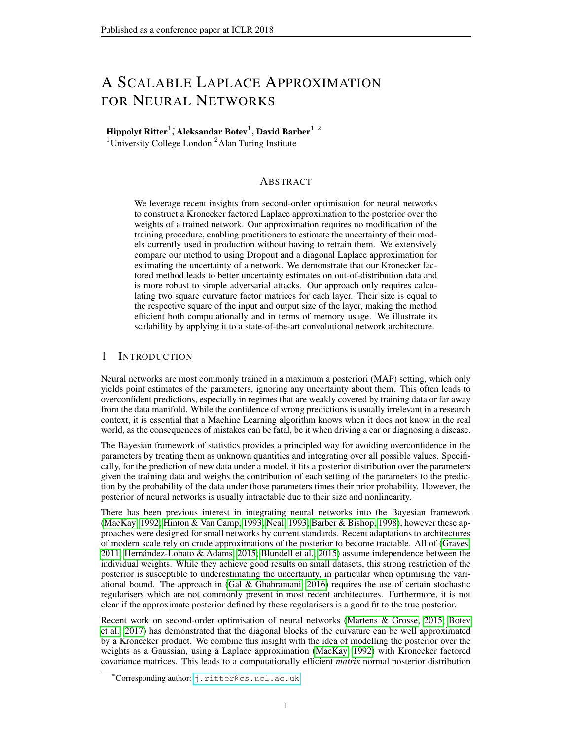# A Scalable Laplace Approximation for Neural Networks

**Hippolyt Ritter**[1,*], **Aleksandar Botev**[1], **David Barber**[1 2]

[1]University College London [2]Alan Turing Institute

## Abstract

We leverage recent insights from second-order optimisation for neural networks to construct a Kronecker factored Laplace approximation to the posterior over the weights of a trained network. Our approximation requires no modification of the training procedure, enabling practitioners to estimate the uncertainty of their models currently used in production without having to retrain them. We extensively compare our method to using Dropout and a diagonal Laplace approximation for estimating the uncertainty of a network. We demonstrate that our Kronecker factored method leads to better uncertainty estimates on out-of-distribution data and is more robust to simple adversarial attacks. Our approach only requires calculating two square curvature factor matrices for each layer. Their size is equal to the respective square of the input and output size of the layer, making the method efficient both computationally and in terms of memory usage. We illustrate its scalability by applying it to a state-of-the-art convolutional network architecture.

## 1 Introduction

Neural networks are most commonly trained in a maximum a posteriori (MAP) setting, which only yields point estimates of the parameters, ignoring any uncertainty about them. This often leads to overconfident predictions, especially in regimes that are weakly covered by training data or far away from the data manifold. While the confidence of wrong predictions is usually irrelevant in a research context, it is essential that a Machine Learning algorithm knows when it does not know in the real world, as the consequences of mistakes can be fatal, be it when driving a car or diagnosing a disease.

The Bayesian framework of statistics provides a principled way for avoiding overconfidence in the parameters by treating them as unknown quantities and integrating over all possible values. Specifically, for the prediction of new data under a model, it fits a posterior distribution over the parameters given the training data and weighs the contribution of each setting of the parameters to the prediction by the probability of the data under those parameters times their prior probability. However, the posterior of neural networks is usually intractable due to their size and nonlinearity.

There has been previous interest in integrating neural networks into the Bayesian framework (MacKay, 1992; Hinton & Van Camp, 1993; Neal, 1993; Barber & Bishop, 1998), however these approaches were designed for small networks by current standards. Recent adaptations to architectures of modern scale rely on crude approximations of the posterior to become tractable. All of (Graves, 2011; Hernández-Lobato & Adams, 2015; Blundell et al., 2015) assume independence between the individual weights. While they achieve good results on small datasets, this strong restriction of the posterior is susceptible to underestimating the uncertainty, in particular when optimising the variational bound. The approach in (Gal & Ghahramani, 2016) requires the use of certain stochastic regularisers which are not commonly present in most recent architectures. Furthermore, it is not clear if the approximate posterior defined by these regularisers is a good fit to the true posterior.

Recent work on second-order optimisation of neural networks (Martens & Grosse, 2015; Botev et al., 2017) has demonstrated that the diagonal blocks of the curvature can be well approximated by a Kronecker product. We combine this insight with the idea of modelling the posterior over the weights as a Gaussian, using a Laplace approximation (MacKay, 1992) with Kronecker factored covariance matrices. This leads to a computationally efficient *matrix* normal posterior distribution

[*]Corresponding author: j.ritter@cs.ucl.ac.uk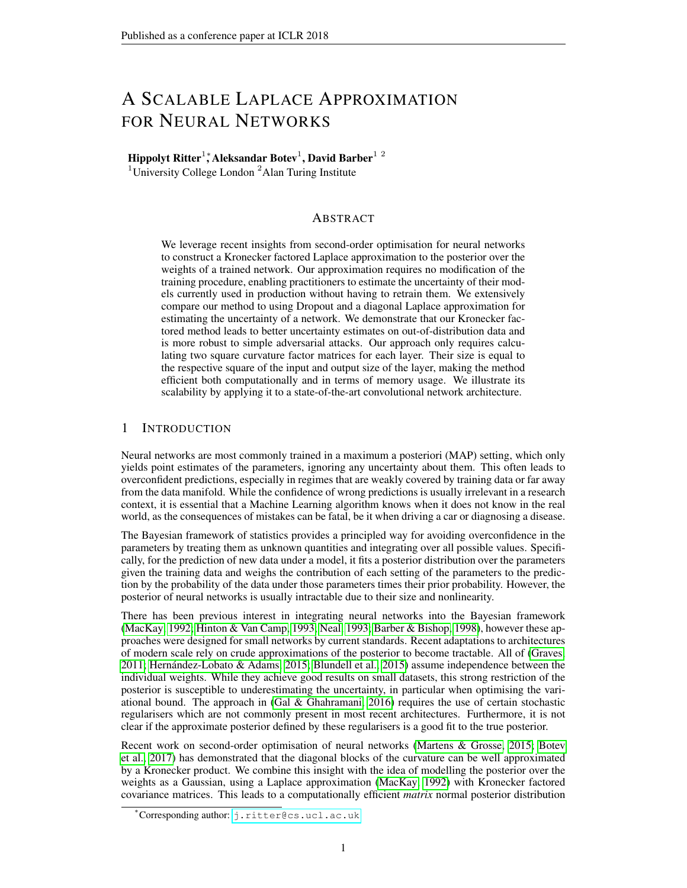# A Scalable Laplace Approximation for Neural Networks

**Hippolyt Ritter**[1,*], **Aleksandar Botev**[1], **David Barber**[1 2]

[1]University College London [2]Alan Turing Institute

## Abstract

We leverage recent insights from second-order optimisation for neural networks to construct a Kronecker factored Laplace approximation to the posterior over the weights of a trained network. Our approximation requires no modification of the training procedure, enabling practitioners to estimate the uncertainty of their models currently used in production without having to retrain them. We extensively compare our method to using Dropout and a diagonal Laplace approximation for estimating the uncertainty of a network. We demonstrate that our Kronecker factored method leads to better uncertainty estimates on out-of-distribution data and is more robust to simple adversarial attacks. Our approach only requires calculating two square curvature factor matrices for each layer. Their size is equal to the respective square of the input and output size of the layer, making the method efficient both computationally and in terms of memory usage. We illustrate its scalability by applying it to a state-of-the-art convolutional network architecture.

## 1 Introduction

Neural networks are most commonly trained in a maximum a posteriori (MAP) setting, which only yields point estimates of the parameters, ignoring any uncertainty about them. This often leads to overconfident predictions, especially in regimes that are weakly covered by training data or far away from the data manifold. While the confidence of wrong predictions is usually irrelevant in a research context, it is essential that a Machine Learning algorithm knows when it does not know in the real world, as the consequences of mistakes can be fatal, be it when driving a car or diagnosing a disease.

The Bayesian framework of statistics provides a principled way for avoiding overconfidence in the parameters by treating them as unknown quantities and integrating over all possible values. Specifically, for the prediction of new data under a model, it fits a posterior distribution over the parameters given the training data and weighs the contribution of each setting of the parameters to the prediction by the probability of the data under those parameters times their prior probability. However, the posterior of neural networks is usually intractable due to their size and nonlinearity.

There has been previous interest in integrating neural networks into the Bayesian framework (MacKay, 1992; Hinton & Van Camp, 1993; Neal, 1993; Barber & Bishop, 1998), however these approaches were designed for small networks by current standards. Recent adaptations to architectures of modern scale rely on crude approximations of the posterior to become tractable. All of (Graves, 2011; Hernández-Lobato & Adams, 2015; Blundell et al., 2015) assume independence between the individual weights. While they achieve good results on small datasets, this strong restriction of the posterior is susceptible to underestimating the uncertainty, in particular when optimising the variational bound. The approach in (Gal & Ghahramani, 2016) requires the use of certain stochastic regularisers which are not commonly present in most recent architectures. Furthermore, it is not clear if the approximate posterior defined by these regularisers is a good fit to the true posterior.

Recent work on second-order optimisation of neural networks (Martens & Grosse, 2015; Botev et al., 2017) has demonstrated that the diagonal blocks of the curvature can be well approximated by a Kronecker product. We combine this insight with the idea of modelling the posterior over the weights as a Gaussian, using a Laplace approximation (MacKay, 1992) with Kronecker factored covariance matrices. This leads to a computationally efficient *matrix* normal posterior distribution

[*]Corresponding author: j.ritter@cs.ucl.ac.uk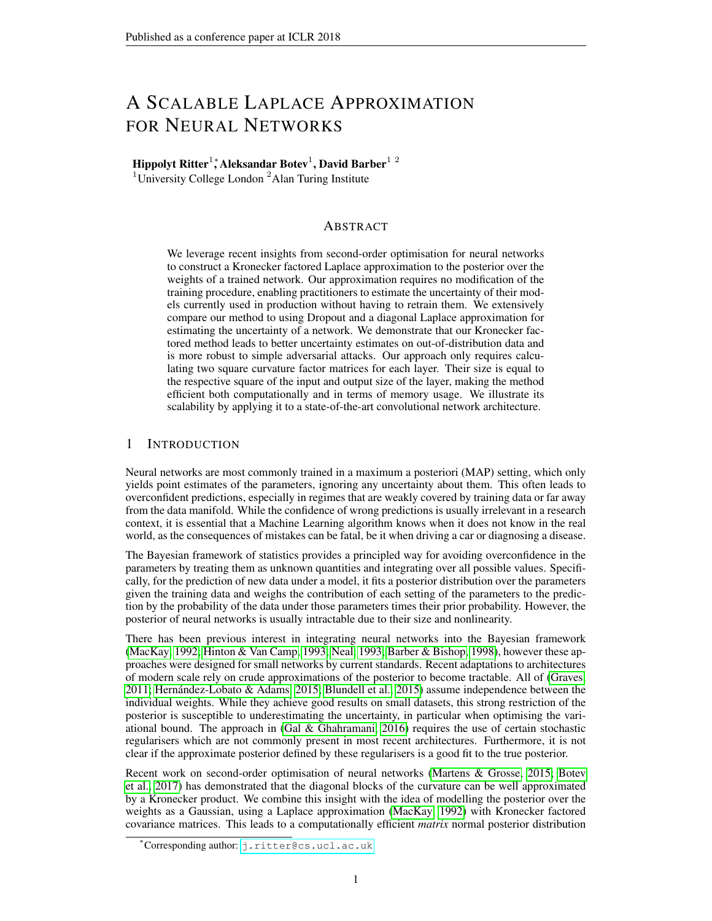# A Scalable Laplace Approximation for Neural Networks

**Hippolyt Ritter**[1]*, **Aleksandar Botev**[1], **David Barber**[1 2]

[1]University College London [2]Alan Turing Institute

## Abstract

We leverage recent insights from second-order optimisation for neural networks to construct a Kronecker factored Laplace approximation to the posterior over the weights of a trained network. Our approximation requires no modification of the training procedure, enabling practitioners to estimate the uncertainty of their models currently used in production without having to retrain them. We extensively compare our method to using Dropout and a diagonal Laplace approximation for estimating the uncertainty of a network. We demonstrate that our Kronecker factored method leads to better uncertainty estimates on out-of-distribution data and is more robust to simple adversarial attacks. Our approach only requires calculating two square curvature factor matrices for each layer. Their size is equal to the respective square of the input and output size of the layer, making the method efficient both computationally and in terms of memory usage. We illustrate its scalability by applying it to a state-of-the-art convolutional network architecture.

## 1 Introduction

Neural networks are most commonly trained in a maximum a posteriori (MAP) setting, which only yields point estimates of the parameters, ignoring any uncertainty about them. This often leads to overconfident predictions, especially in regimes that are weakly covered by training data or far away from the data manifold. While the confidence of wrong predictions is usually irrelevant in a research context, it is essential that a Machine Learning algorithm knows when it does not know in the real world, as the consequences of mistakes can be fatal, be it when driving a car or diagnosing a disease.

The Bayesian framework of statistics provides a principled way for avoiding overconfidence in the parameters by treating them as unknown quantities and integrating over all possible values. Specifically, for the prediction of new data under a model, it fits a posterior distribution over the parameters given the training data and weighs the contribution of each setting of the parameters to the prediction by the probability of the data under those parameters times their prior probability. However, the posterior of neural networks is usually intractable due to their size and nonlinearity.

There has been previous interest in integrating neural networks into the Bayesian framework (MacKay, 1992; Hinton & Van Camp, 1993; Neal, 1993; Barber & Bishop, 1998), however these approaches were designed for small networks by current standards. Recent adaptations to architectures of modern scale rely on crude approximations of the posterior to become tractable. All of (Graves, 2011; Hernández-Lobato & Adams, 2015; Blundell et al., 2015) assume independence between the individual weights. While they achieve good results on small datasets, this strong restriction of the posterior is susceptible to underestimating the uncertainty, in particular when optimising the variational bound. The approach in (Gal & Ghahramani, 2016) requires the use of certain stochastic regularisers which are not commonly present in most recent architectures. Furthermore, it is not clear if the approximate posterior defined by these regularisers is a good fit to the true posterior.

Recent work on second-order optimisation of neural networks (Martens & Grosse, 2015; Botev et al., 2017) has demonstrated that the diagonal blocks of the curvature can be well approximated by a Kronecker product. We combine this insight with the idea of modelling the posterior over the weights as a Gaussian, using a Laplace approximation (MacKay, 1992) with Kronecker factored covariance matrices. This leads to a computationally efficient *matrix* normal posterior distribution

*Corresponding author: j.ritter@cs.ucl.ac.uk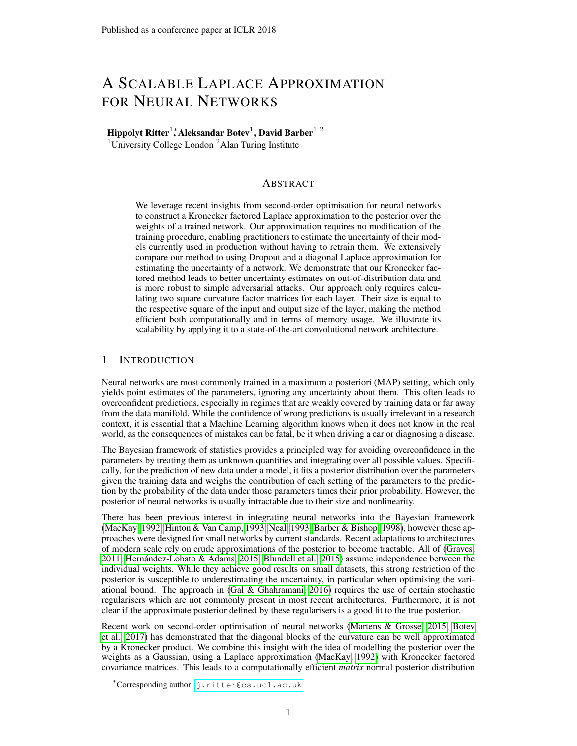# A Scalable Laplace Approximation for Neural Networks

**Hippolyt Ritter**[1,*], **Aleksandar Botev**[1], **David Barber**[1 2]

[1]University College London [2]Alan Turing Institute

## Abstract

We leverage recent insights from second-order optimisation for neural networks to construct a Kronecker factored Laplace approximation to the posterior over the weights of a trained network. Our approximation requires no modification of the training procedure, enabling practitioners to estimate the uncertainty of their models currently used in production without having to retrain them. We extensively compare our method to using Dropout and a diagonal Laplace approximation for estimating the uncertainty of a network. We demonstrate that our Kronecker factored method leads to better uncertainty estimates on out-of-distribution data and is more robust to simple adversarial attacks. Our approach only requires calculating two square curvature factor matrices for each layer. Their size is equal to the respective square of the input and output size of the layer, making the method efficient both computationally and in terms of memory usage. We illustrate its scalability by applying it to a state-of-the-art convolutional network architecture.

## 1 Introduction

Neural networks are most commonly trained in a maximum a posteriori (MAP) setting, which only yields point estimates of the parameters, ignoring any uncertainty about them. This often leads to overconfident predictions, especially in regimes that are weakly covered by training data or far away from the data manifold. While the confidence of wrong predictions is usually irrelevant in a research context, it is essential that a Machine Learning algorithm knows when it does not know in the real world, as the consequences of mistakes can be fatal, be it when driving a car or diagnosing a disease.

The Bayesian framework of statistics provides a principled way for avoiding overconfidence in the parameters by treating them as unknown quantities and integrating over all possible values. Specifically, for the prediction of new data under a model, it fits a posterior distribution over the parameters given the training data and weighs the contribution of each setting of the parameters to the prediction by the probability of the data under those parameters times their prior probability. However, the posterior of neural networks is usually intractable due to their size and nonlinearity.

There has been previous interest in integrating neural networks into the Bayesian framework (MacKay, 1992; Hinton & Van Camp, 1993; Neal, 1993; Barber & Bishop, 1998), however these approaches were designed for small networks by current standards. Recent adaptations to architectures of modern scale rely on crude approximations of the posterior to become tractable. All of (Graves, 2011; Hernández-Lobato & Adams, 2015; Blundell et al., 2015) assume independence between the individual weights. While they achieve good results on small datasets, this strong restriction of the posterior is susceptible to underestimating the uncertainty, in particular when optimising the variational bound. The approach in (Gal & Ghahramani, 2016) requires the use of certain stochastic regularisers which are not commonly present in most recent architectures. Furthermore, it is not clear if the approximate posterior defined by these regularisers is a good fit to the true posterior.

Recent work on second-order optimisation of neural networks (Martens & Grosse, 2015; Botev et al., 2017) has demonstrated that the diagonal blocks of the curvature can be well approximated by a Kronecker product. We combine this insight with the idea of modelling the posterior over the weights as a Gaussian, using a Laplace approximation (MacKay, 1992) with Kronecker factored covariance matrices. This leads to a computationally efficient *matrix* normal posterior distribution

[*]Corresponding author: j.ritter@cs.ucl.ac.uk